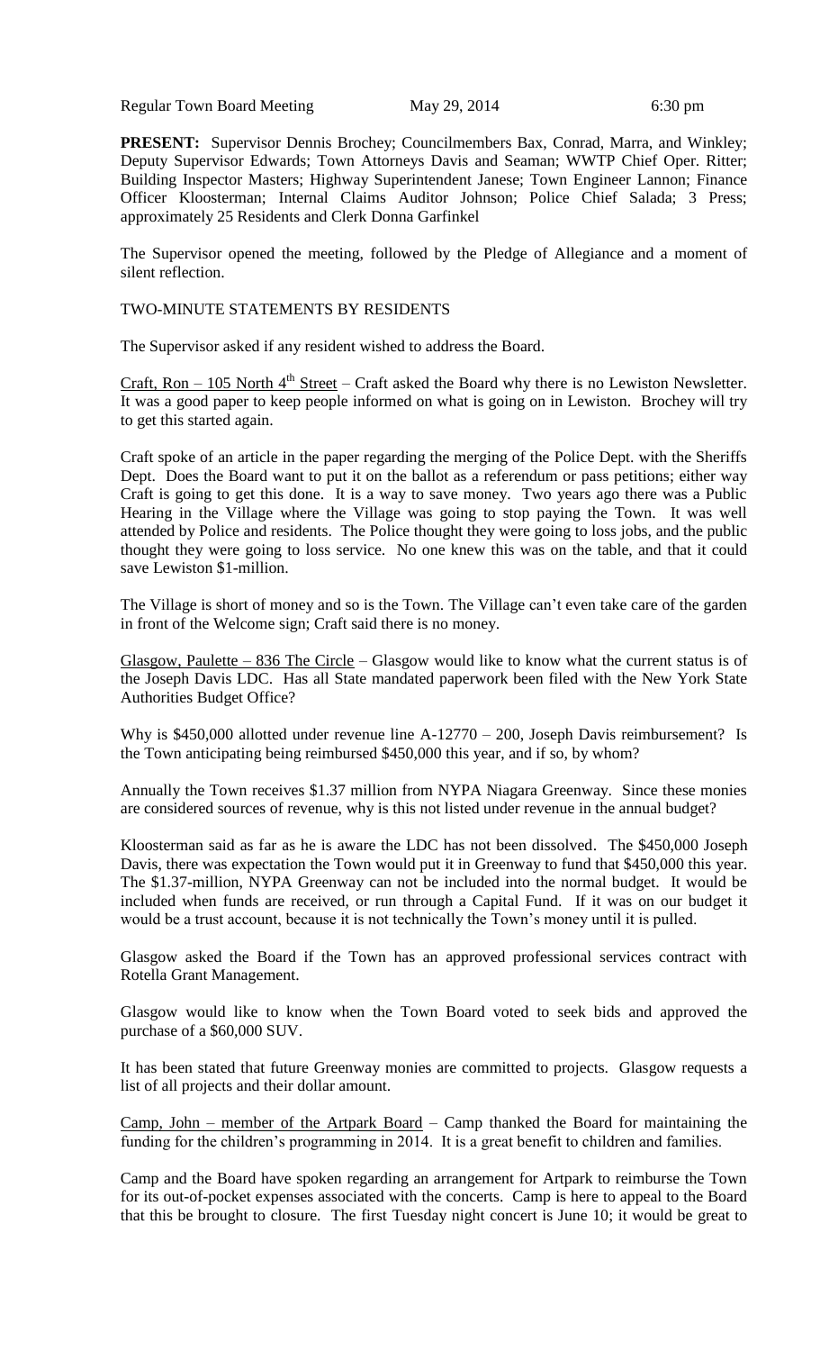Regular Town Board Meeting May 29, 2014 6:30 pm

**PRESENT:** Supervisor Dennis Brochey; Councilmembers Bax, Conrad, Marra, and Winkley; Deputy Supervisor Edwards; Town Attorneys Davis and Seaman; WWTP Chief Oper. Ritter; Building Inspector Masters; Highway Superintendent Janese; Town Engineer Lannon; Finance Officer Kloosterman; Internal Claims Auditor Johnson; Police Chief Salada; 3 Press; approximately 25 Residents and Clerk Donna Garfinkel

The Supervisor opened the meeting, followed by the Pledge of Allegiance and a moment of silent reflection.

TWO-MINUTE STATEMENTS BY RESIDENTS

The Supervisor asked if any resident wished to address the Board.

Craft, Ron – 105 North 4th Street – Craft asked the Board why there is no Lewiston Newsletter. It was a good paper to keep people informed on what is going on in Lewiston. Brochey will try to get this started again.

Craft spoke of an article in the paper regarding the merging of the Police Dept. with the Sheriffs Dept. Does the Board want to put it on the ballot as a referendum or pass petitions; either way Craft is going to get this done. It is a way to save money. Two years ago there was a Public Hearing in the Village where the Village was going to stop paying the Town. It was well attended by Police and residents. The Police thought they were going to loss jobs, and the public thought they were going to loss service. No one knew this was on the table, and that it could save Lewiston $1-million.

The Village is short of money and so is the Town. The Village can't even take care of the garden in front of the Welcome sign; Craft said there is no money.

Glasgow, Paulette – 836 The Circle – Glasgow would like to know what the current status is of the Joseph Davis LDC. Has all State mandated paperwork been filed with the New York State Authorities Budget Office?

Why is $450,000 allotted under revenue line A-12770 – 200, Joseph Davis reimbursement? Is the Town anticipating being reimbursed $450,000 this year, and if so, by whom?

Annually the Town receives $1.37 million from NYPA Niagara Greenway. Since these monies are considered sources of revenue, why is this not listed under revenue in the annual budget?

Kloosterman said as far as he is aware the LDC has not been dissolved. The $450,000 Joseph Davis, there was expectation the Town would put it in Greenway to fund that $450,000 this year. The $1.37-million, NYPA Greenway can not be included into the normal budget. It would be included when funds are received, or run through a Capital Fund. If it was on our budget it would be a trust account, because it is not technically the Town's money until it is pulled.

Glasgow asked the Board if the Town has an approved professional services contract with Rotella Grant Management.

Glasgow would like to know when the Town Board voted to seek bids and approved the purchase of a $60,000 SUV.

It has been stated that future Greenway monies are committed to projects. Glasgow requests a list of all projects and their dollar amount.

Camp, John – member of the Artpark Board – Camp thanked the Board for maintaining the funding for the children's programming in 2014. It is a great benefit to children and families.

Camp and the Board have spoken regarding an arrangement for Artpark to reimburse the Town for its out-of-pocket expenses associated with the concerts. Camp is here to appeal to the Board that this be brought to closure. The first Tuesday night concert is June 10; it would be great to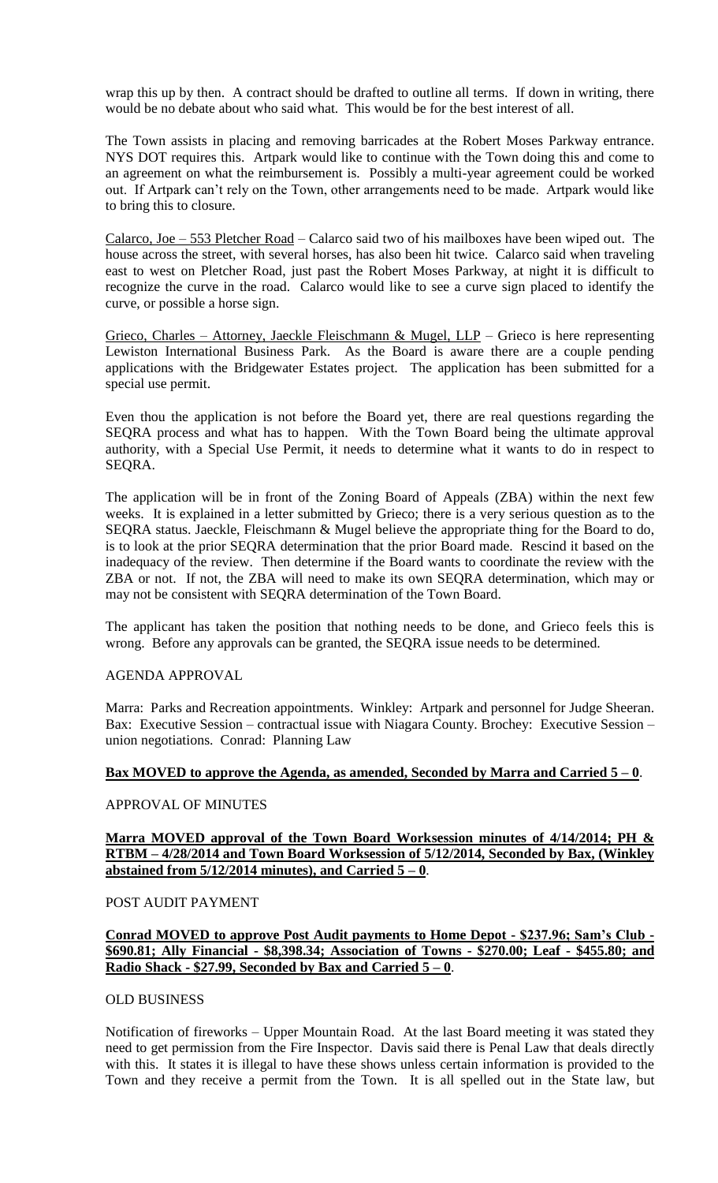wrap this up by then. A contract should be drafted to outline all terms. If down in writing, there would be no debate about who said what. This would be for the best interest of all.

The Town assists in placing and removing barricades at the Robert Moses Parkway entrance. NYS DOT requires this. Artpark would like to continue with the Town doing this and come to an agreement on what the reimbursement is. Possibly a multi-year agreement could be worked out. If Artpark can't rely on the Town, other arrangements need to be made. Artpark would like to bring this to closure.

Calarco, Joe – 553 Pletcher Road – Calarco said two of his mailboxes have been wiped out. The house across the street, with several horses, has also been hit twice. Calarco said when traveling east to west on Pletcher Road, just past the Robert Moses Parkway, at night it is difficult to recognize the curve in the road. Calarco would like to see a curve sign placed to identify the curve, or possible a horse sign.

Grieco, Charles – Attorney, Jaeckle Fleischmann & Mugel, LLP – Grieco is here representing Lewiston International Business Park. As the Board is aware there are a couple pending applications with the Bridgewater Estates project. The application has been submitted for a special use permit.

Even thou the application is not before the Board yet, there are real questions regarding the SEQRA process and what has to happen. With the Town Board being the ultimate approval authority, with a Special Use Permit, it needs to determine what it wants to do in respect to SEQRA.

The application will be in front of the Zoning Board of Appeals (ZBA) within the next few weeks. It is explained in a letter submitted by Grieco; there is a very serious question as to the SEQRA status. Jaeckle, Fleischmann & Mugel believe the appropriate thing for the Board to do, is to look at the prior SEQRA determination that the prior Board made. Rescind it based on the inadequacy of the review. Then determine if the Board wants to coordinate the review with the ZBA or not. If not, the ZBA will need to make its own SEQRA determination, which may or may not be consistent with SEQRA determination of the Town Board.

The applicant has taken the position that nothing needs to be done, and Grieco feels this is wrong. Before any approvals can be granted, the SEQRA issue needs to be determined.

AGENDA APPROVAL

Marra: Parks and Recreation appointments. Winkley: Artpark and personnel for Judge Sheeran. Bax: Executive Session – contractual issue with Niagara County. Brochey: Executive Session – union negotiations. Conrad: Planning Law

**Bax MOVED to approve the Agenda, as amended, Seconded by Marra and Carried 5 – 0**.

APPROVAL OF MINUTES

**Marra MOVED approval of the Town Board Worksession minutes of 4/14/2014; PH & RTBM – 4/28/2014 and Town Board Worksession of 5/12/2014, Seconded by Bax, (Winkley abstained from 5/12/2014 minutes), and Carried 5 – 0**.

POST AUDIT PAYMENT

**Conrad MOVED to approve Post Audit payments to Home Depot - $237.96; Sam's Club - $690.81; Ally Financial - $8,398.34; Association of Towns - $270.00; Leaf - $455.80; and Radio Shack - $27.99, Seconded by Bax and Carried 5 – 0**.

OLD BUSINESS

Notification of fireworks – Upper Mountain Road. At the last Board meeting it was stated they need to get permission from the Fire Inspector. Davis said there is Penal Law that deals directly with this. It states it is illegal to have these shows unless certain information is provided to the Town and they receive a permit from the Town. It is all spelled out in the State law, but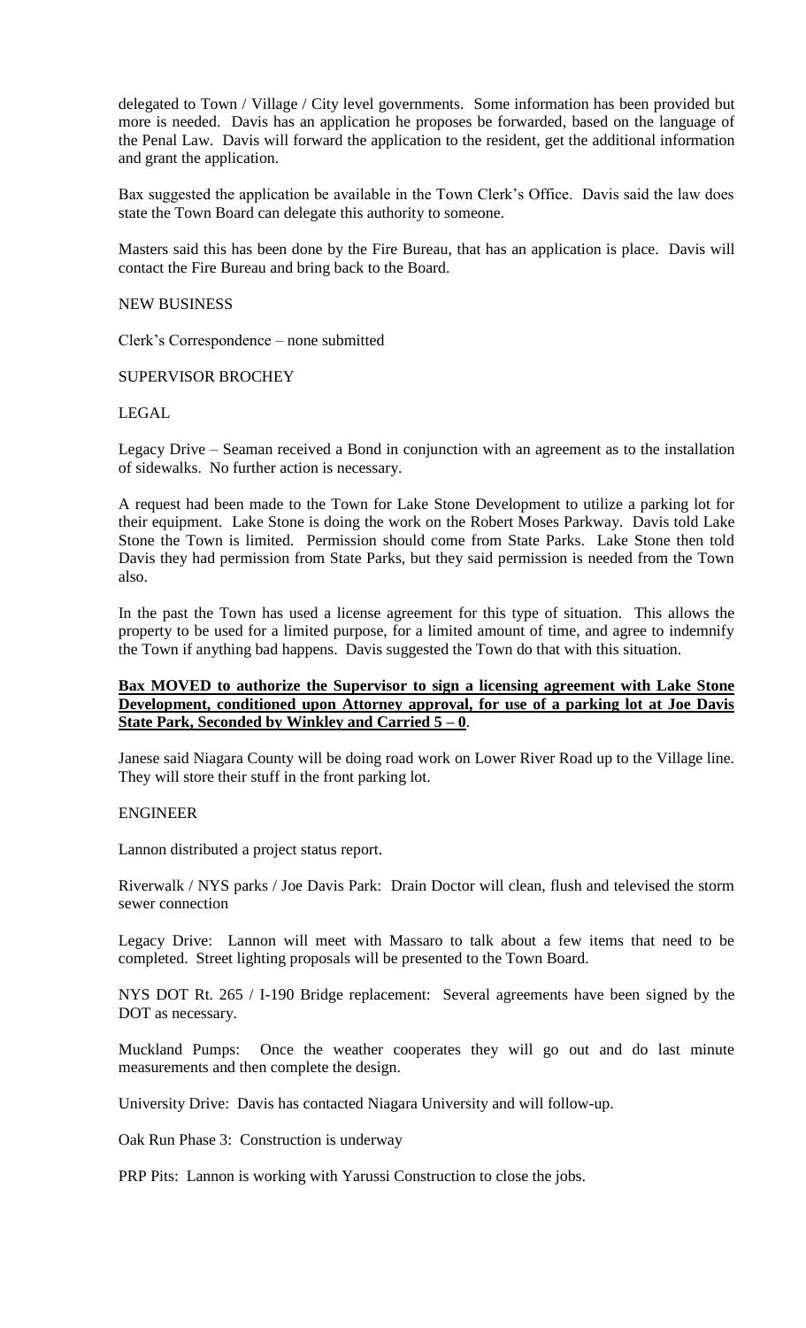delegated to Town / Village / City level governments. Some information has been provided but more is needed. Davis has an application he proposes be forwarded, based on the language of the Penal Law. Davis will forward the application to the resident, get the additional information and grant the application.

Bax suggested the application be available in the Town Clerk's Office. Davis said the law does state the Town Board can delegate this authority to someone.

Masters said this has been done by the Fire Bureau, that has an application is place. Davis will contact the Fire Bureau and bring back to the Board.

NEW BUSINESS

Clerk's Correspondence – none submitted

SUPERVISOR BROCHEY

LEGAL

Legacy Drive – Seaman received a Bond in conjunction with an agreement as to the installation of sidewalks. No further action is necessary.

A request had been made to the Town for Lake Stone Development to utilize a parking lot for their equipment. Lake Stone is doing the work on the Robert Moses Parkway. Davis told Lake Stone the Town is limited. Permission should come from State Parks. Lake Stone then told Davis they had permission from State Parks, but they said permission is needed from the Town also.

In the past the Town has used a license agreement for this type of situation. This allows the property to be used for a limited purpose, for a limited amount of time, and agree to indemnify the Town if anything bad happens. Davis suggested the Town do that with this situation.

**Bax MOVED to authorize the Supervisor to sign a licensing agreement with Lake Stone Development, conditioned upon Attorney approval, for use of a parking lot at Joe Davis State Park, Seconded by Winkley and Carried 5 – 0**.

Janese said Niagara County will be doing road work on Lower River Road up to the Village line. They will store their stuff in the front parking lot.

ENGINEER

Lannon distributed a project status report.

Riverwalk / NYS parks / Joe Davis Park: Drain Doctor will clean, flush and televised the storm sewer connection

Legacy Drive: Lannon will meet with Massaro to talk about a few items that need to be completed. Street lighting proposals will be presented to the Town Board.

NYS DOT Rt. 265 / I-190 Bridge replacement: Several agreements have been signed by the DOT as necessary.

Muckland Pumps: Once the weather cooperates they will go out and do last minute measurements and then complete the design.

University Drive: Davis has contacted Niagara University and will follow-up.

Oak Run Phase 3: Construction is underway

PRP Pits: Lannon is working with Yarussi Construction to close the jobs.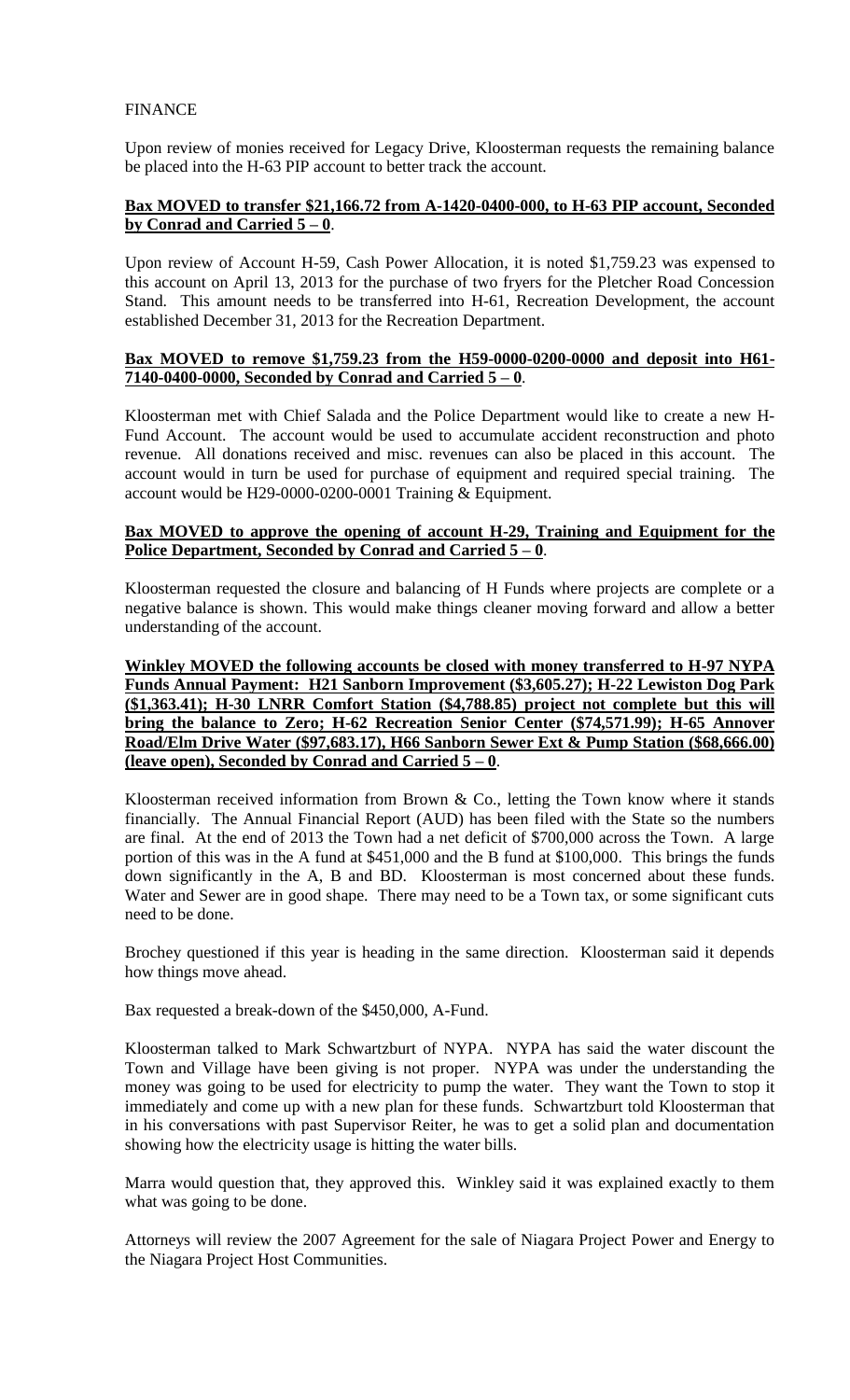FINANCE

Upon review of monies received for Legacy Drive, Kloosterman requests the remaining balance be placed into the H-63 PIP account to better track the account.

**Bax MOVED to transfer $21,166.72 from A-1420-0400-000, to H-63 PIP account, Seconded by Conrad and Carried 5 – 0**.

Upon review of Account H-59, Cash Power Allocation, it is noted $1,759.23 was expensed to this account on April 13, 2013 for the purchase of two fryers for the Pletcher Road Concession Stand. This amount needs to be transferred into H-61, Recreation Development, the account established December 31, 2013 for the Recreation Department.

**Bax MOVED to remove $1,759.23 from the H59-0000-0200-0000 and deposit into H61-7140-0400-0000, Seconded by Conrad and Carried 5 – 0**.

Kloosterman met with Chief Salada and the Police Department would like to create a new H-Fund Account. The account would be used to accumulate accident reconstruction and photo revenue. All donations received and misc. revenues can also be placed in this account. The account would in turn be used for purchase of equipment and required special training. The account would be H29-0000-0200-0001 Training & Equipment.

**Bax MOVED to approve the opening of account H-29, Training and Equipment for the Police Department, Seconded by Conrad and Carried 5 – 0**.

Kloosterman requested the closure and balancing of H Funds where projects are complete or a negative balance is shown. This would make things cleaner moving forward and allow a better understanding of the account.

**Winkley MOVED the following accounts be closed with money transferred to H-97 NYPA Funds Annual Payment: H21 Sanborn Improvement ($3,605.27); H-22 Lewiston Dog Park ($1,363.41); H-30 LNRR Comfort Station ($4,788.85) project not complete but this will bring the balance to Zero; H-62 Recreation Senior Center ($74,571.99); H-65 Annover Road/Elm Drive Water ($97,683.17), H66 Sanborn Sewer Ext & Pump Station ($68,666.00) (leave open), Seconded by Conrad and Carried 5 – 0**.

Kloosterman received information from Brown & Co., letting the Town know where it stands financially. The Annual Financial Report (AUD) has been filed with the State so the numbers are final. At the end of 2013 the Town had a net deficit of $700,000 across the Town. A large portion of this was in the A fund at $451,000 and the B fund at $100,000. This brings the funds down significantly in the A, B and BD. Kloosterman is most concerned about these funds. Water and Sewer are in good shape. There may need to be a Town tax, or some significant cuts need to be done.

Brochey questioned if this year is heading in the same direction. Kloosterman said it depends how things move ahead.

Bax requested a break-down of the $450,000, A-Fund.

Kloosterman talked to Mark Schwartzburt of NYPA. NYPA has said the water discount the Town and Village have been giving is not proper. NYPA was under the understanding the money was going to be used for electricity to pump the water. They want the Town to stop it immediately and come up with a new plan for these funds. Schwartzburt told Kloosterman that in his conversations with past Supervisor Reiter, he was to get a solid plan and documentation showing how the electricity usage is hitting the water bills.

Marra would question that, they approved this. Winkley said it was explained exactly to them what was going to be done.

Attorneys will review the 2007 Agreement for the sale of Niagara Project Power and Energy to the Niagara Project Host Communities.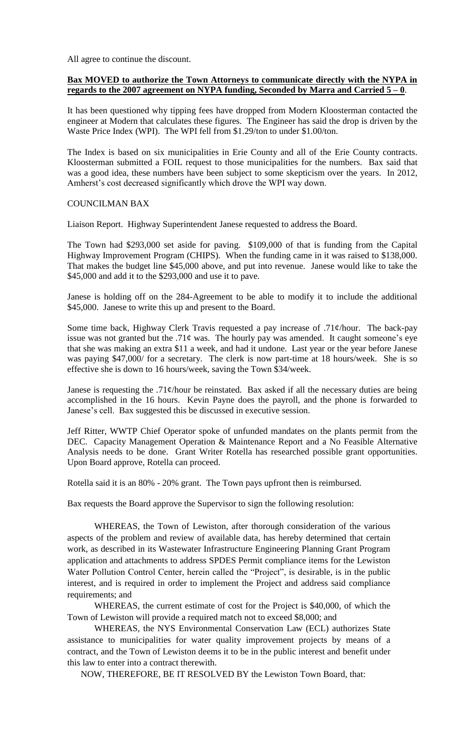All agree to continue the discount.

**Bax MOVED to authorize the Town Attorneys to communicate directly with the NYPA in regards to the 2007 agreement on NYPA funding, Seconded by Marra and Carried 5 – 0**.

It has been questioned why tipping fees have dropped from Modern Kloosterman contacted the engineer at Modern that calculates these figures. The Engineer has said the drop is driven by the Waste Price Index (WPI). The WPI fell from $1.29/ton to under $1.00/ton.

The Index is based on six municipalities in Erie County and all of the Erie County contracts. Kloosterman submitted a FOIL request to those municipalities for the numbers. Bax said that was a good idea, these numbers have been subject to some skepticism over the years. In 2012, Amherst's cost decreased significantly which drove the WPI way down.

COUNCILMAN BAX

Liaison Report. Highway Superintendent Janese requested to address the Board.

The Town had $293,000 set aside for paving. $109,000 of that is funding from the Capital Highway Improvement Program (CHIPS). When the funding came in it was raised to $138,000. That makes the budget line $45,000 above, and put into revenue. Janese would like to take the $45,000 and add it to the $293,000 and use it to pave.

Janese is holding off on the 284-Agreement to be able to modify it to include the additional $45,000. Janese to write this up and present to the Board.

Some time back, Highway Clerk Travis requested a pay increase of .71¢/hour. The back-pay issue was not granted but the .71¢ was. The hourly pay was amended. It caught someone's eye that she was making an extra $11 a week, and had it undone. Last year or the year before Janese was paying $47,000/ for a secretary. The clerk is now part-time at 18 hours/week. She is so effective she is down to 16 hours/week, saving the Town $34/week.

Janese is requesting the .71¢/hour be reinstated. Bax asked if all the necessary duties are being accomplished in the 16 hours. Kevin Payne does the payroll, and the phone is forwarded to Janese's cell. Bax suggested this be discussed in executive session.

Jeff Ritter, WWTP Chief Operator spoke of unfunded mandates on the plants permit from the DEC. Capacity Management Operation & Maintenance Report and a No Feasible Alternative Analysis needs to be done. Grant Writer Rotella has researched possible grant opportunities. Upon Board approve, Rotella can proceed.

Rotella said it is an 80% - 20% grant. The Town pays upfront then is reimbursed.

Bax requests the Board approve the Supervisor to sign the following resolution:

WHEREAS, the Town of Lewiston, after thorough consideration of the various aspects of the problem and review of available data, has hereby determined that certain work, as described in its Wastewater Infrastructure Engineering Planning Grant Program application and attachments to address SPDES Permit compliance items for the Lewiston Water Pollution Control Center, herein called the "Project", is desirable, is in the public interest, and is required in order to implement the Project and address said compliance requirements; and

WHEREAS, the current estimate of cost for the Project is $40,000, of which the Town of Lewiston will provide a required match not to exceed $8,000; and

WHEREAS, the NYS Environmental Conservation Law (ECL) authorizes State assistance to municipalities for water quality improvement projects by means of a contract, and the Town of Lewiston deems it to be in the public interest and benefit under this law to enter into a contract therewith.

NOW, THEREFORE, BE IT RESOLVED BY the Lewiston Town Board, that: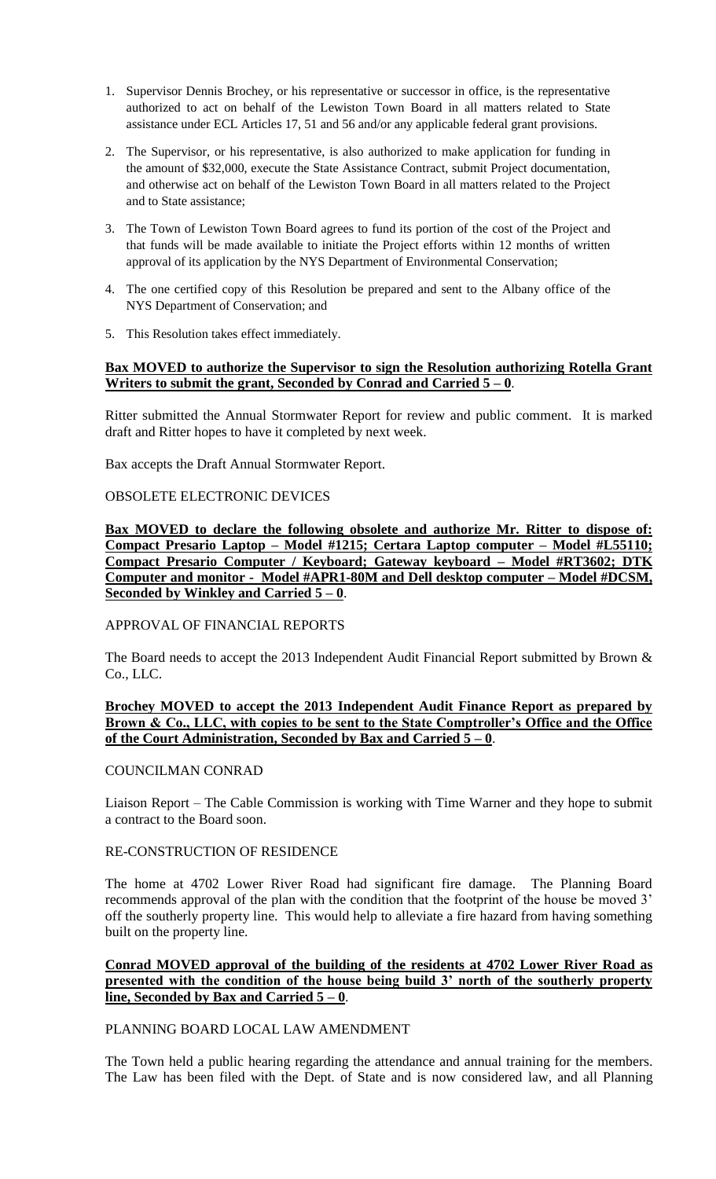1. Supervisor Dennis Brochey, or his representative or successor in office, is the representative authorized to act on behalf of the Lewiston Town Board in all matters related to State assistance under ECL Articles 17, 51 and 56 and/or any applicable federal grant provisions.

2. The Supervisor, or his representative, is also authorized to make application for funding in the amount of $32,000, execute the State Assistance Contract, submit Project documentation, and otherwise act on behalf of the Lewiston Town Board in all matters related to the Project and to State assistance;

3. The Town of Lewiston Town Board agrees to fund its portion of the cost of the Project and that funds will be made available to initiate the Project efforts within 12 months of written approval of its application by the NYS Department of Environmental Conservation;

4. The one certified copy of this Resolution be prepared and sent to the Albany office of the NYS Department of Conservation; and

5. This Resolution takes effect immediately.

**Bax MOVED to authorize the Supervisor to sign the Resolution authorizing Rotella Grant Writers to submit the grant, Seconded by Conrad and Carried 5 – 0**.

Ritter submitted the Annual Stormwater Report for review and public comment. It is marked draft and Ritter hopes to have it completed by next week.

Bax accepts the Draft Annual Stormwater Report.

OBSOLETE ELECTRONIC DEVICES

**Bax MOVED to declare the following obsolete and authorize Mr. Ritter to dispose of: Compact Presario Laptop – Model #1215; Certara Laptop computer – Model #L55110; Compact Presario Computer / Keyboard; Gateway keyboard – Model #RT3602; DTK Computer and monitor - Model #APR1-80M and Dell desktop computer – Model #DCSM, Seconded by Winkley and Carried 5 – 0**.

APPROVAL OF FINANCIAL REPORTS

The Board needs to accept the 2013 Independent Audit Financial Report submitted by Brown & Co., LLC.

**Brochey MOVED to accept the 2013 Independent Audit Finance Report as prepared by Brown & Co., LLC, with copies to be sent to the State Comptroller's Office and the Office of the Court Administration, Seconded by Bax and Carried 5 – 0**.

COUNCILMAN CONRAD

Liaison Report – The Cable Commission is working with Time Warner and they hope to submit a contract to the Board soon.

RE-CONSTRUCTION OF RESIDENCE

The home at 4702 Lower River Road had significant fire damage. The Planning Board recommends approval of the plan with the condition that the footprint of the house be moved 3' off the southerly property line. This would help to alleviate a fire hazard from having something built on the property line.

**Conrad MOVED approval of the building of the residents at 4702 Lower River Road as presented with the condition of the house being build 3' north of the southerly property line, Seconded by Bax and Carried 5 – 0**.

PLANNING BOARD LOCAL LAW AMENDMENT

The Town held a public hearing regarding the attendance and annual training for the members. The Law has been filed with the Dept. of State and is now considered law, and all Planning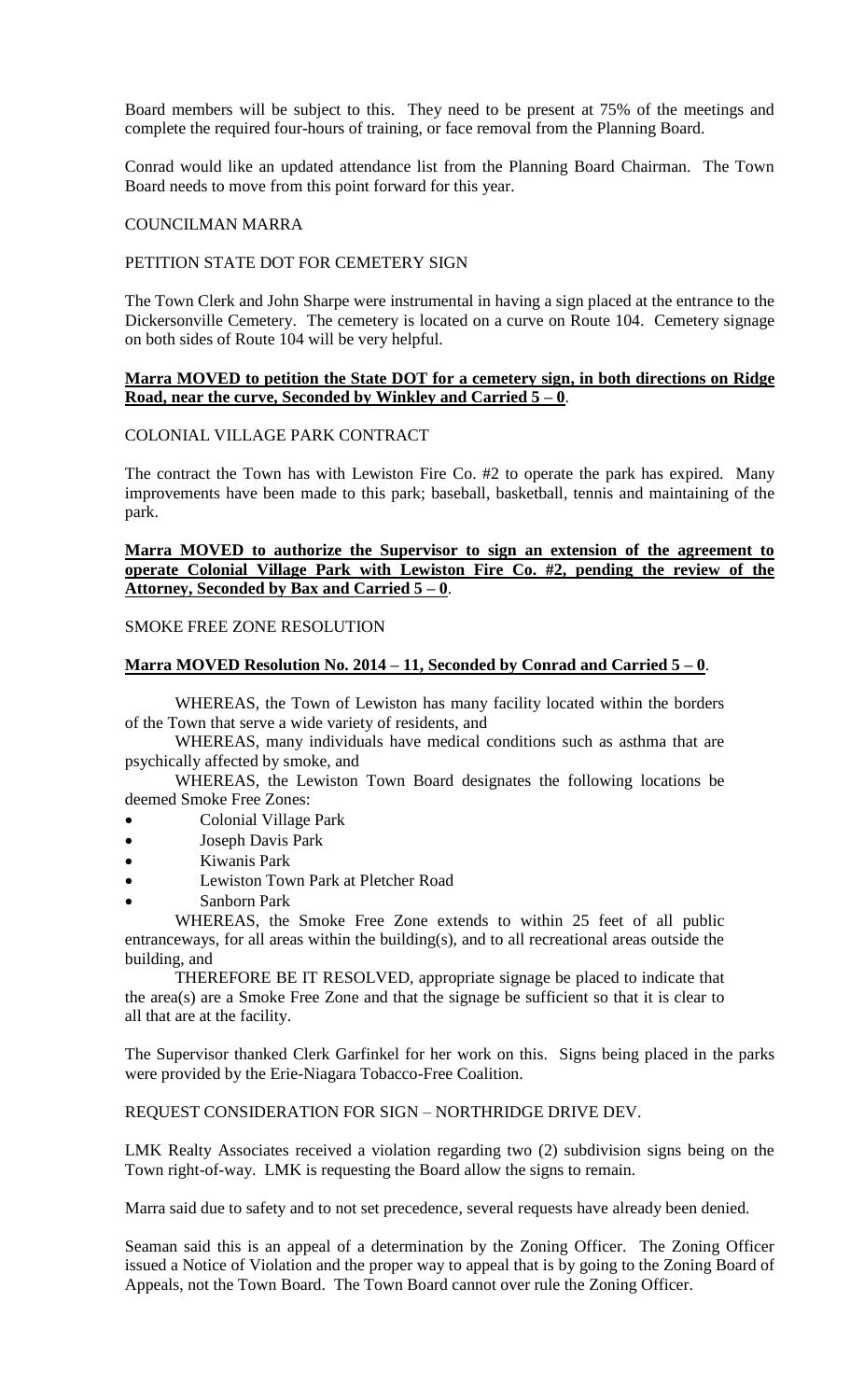Board members will be subject to this. They need to be present at 75% of the meetings and complete the required four-hours of training, or face removal from the Planning Board.

Conrad would like an updated attendance list from the Planning Board Chairman. The Town Board needs to move from this point forward for this year.

COUNCILMAN MARRA

PETITION STATE DOT FOR CEMETERY SIGN

The Town Clerk and John Sharpe were instrumental in having a sign placed at the entrance to the Dickersonville Cemetery. The cemetery is located on a curve on Route 104. Cemetery signage on both sides of Route 104 will be very helpful.

**Marra MOVED to petition the State DOT for a cemetery sign, in both directions on Ridge Road, near the curve, Seconded by Winkley and Carried 5 – 0**.

COLONIAL VILLAGE PARK CONTRACT

The contract the Town has with Lewiston Fire Co. #2 to operate the park has expired. Many improvements have been made to this park; baseball, basketball, tennis and maintaining of the park.

**Marra MOVED to authorize the Supervisor to sign an extension of the agreement to operate Colonial Village Park with Lewiston Fire Co. #2, pending the review of the Attorney, Seconded by Bax and Carried 5 – 0**.

SMOKE FREE ZONE RESOLUTION

**Marra MOVED Resolution No. 2014 – 11, Seconded by Conrad and Carried 5 – 0**.

WHEREAS, the Town of Lewiston has many facility located within the borders of the Town that serve a wide variety of residents, and

WHEREAS, many individuals have medical conditions such as asthma that are psychically affected by smoke, and

WHEREAS, the Lewiston Town Board designates the following locations be deemed Smoke Free Zones:

- Colonial Village Park
- Joseph Davis Park
- Kiwanis Park
- Lewiston Town Park at Pletcher Road
- Sanborn Park

WHEREAS, the Smoke Free Zone extends to within 25 feet of all public entranceways, for all areas within the building(s), and to all recreational areas outside the building, and

THEREFORE BE IT RESOLVED, appropriate signage be placed to indicate that the area(s) are a Smoke Free Zone and that the signage be sufficient so that it is clear to all that are at the facility.

The Supervisor thanked Clerk Garfinkel for her work on this. Signs being placed in the parks were provided by the Erie-Niagara Tobacco-Free Coalition.

REQUEST CONSIDERATION FOR SIGN – NORTHRIDGE DRIVE DEV.

LMK Realty Associates received a violation regarding two (2) subdivision signs being on the Town right-of-way. LMK is requesting the Board allow the signs to remain.

Marra said due to safety and to not set precedence, several requests have already been denied.

Seaman said this is an appeal of a determination by the Zoning Officer. The Zoning Officer issued a Notice of Violation and the proper way to appeal that is by going to the Zoning Board of Appeals, not the Town Board. The Town Board cannot over rule the Zoning Officer.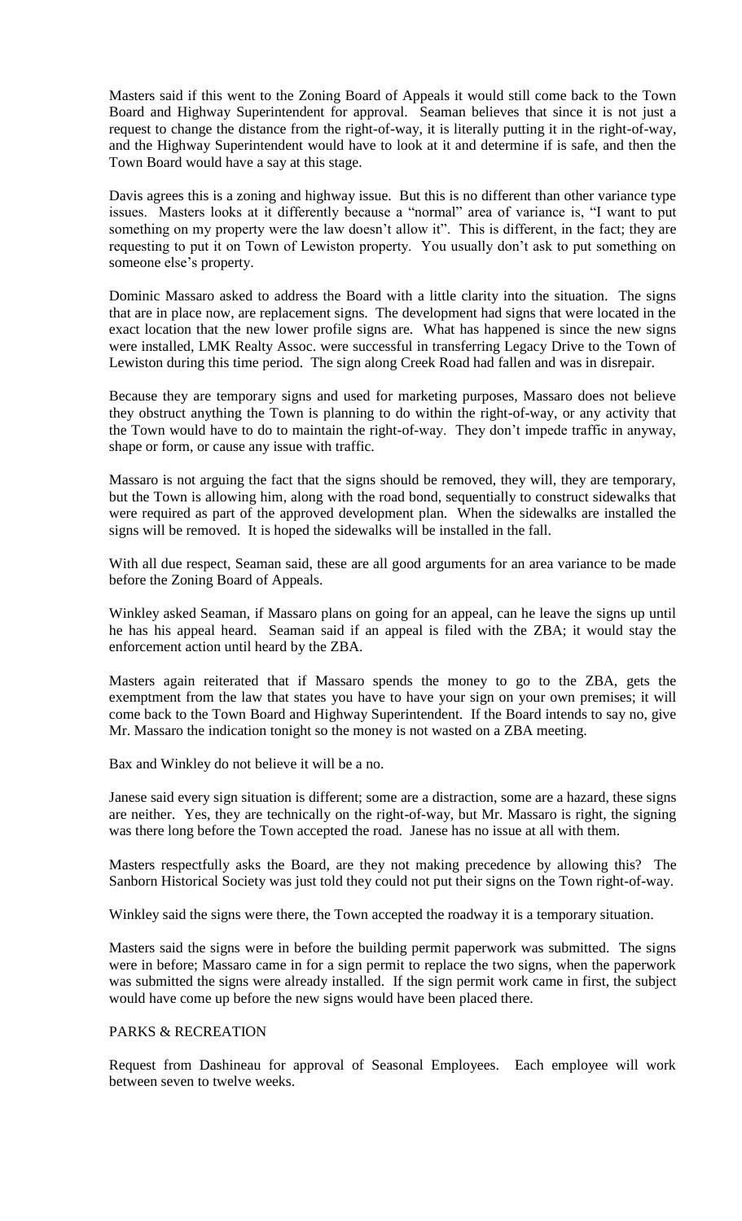Masters said if this went to the Zoning Board of Appeals it would still come back to the Town Board and Highway Superintendent for approval. Seaman believes that since it is not just a request to change the distance from the right-of-way, it is literally putting it in the right-of-way, and the Highway Superintendent would have to look at it and determine if is safe, and then the Town Board would have a say at this stage.

Davis agrees this is a zoning and highway issue. But this is no different than other variance type issues. Masters looks at it differently because a "normal" area of variance is, "I want to put something on my property were the law doesn't allow it". This is different, in the fact; they are requesting to put it on Town of Lewiston property. You usually don't ask to put something on someone else's property.

Dominic Massaro asked to address the Board with a little clarity into the situation. The signs that are in place now, are replacement signs. The development had signs that were located in the exact location that the new lower profile signs are. What has happened is since the new signs were installed, LMK Realty Assoc. were successful in transferring Legacy Drive to the Town of Lewiston during this time period. The sign along Creek Road had fallen and was in disrepair.

Because they are temporary signs and used for marketing purposes, Massaro does not believe they obstruct anything the Town is planning to do within the right-of-way, or any activity that the Town would have to do to maintain the right-of-way. They don't impede traffic in anyway, shape or form, or cause any issue with traffic.

Massaro is not arguing the fact that the signs should be removed, they will, they are temporary, but the Town is allowing him, along with the road bond, sequentially to construct sidewalks that were required as part of the approved development plan. When the sidewalks are installed the signs will be removed. It is hoped the sidewalks will be installed in the fall.

With all due respect, Seaman said, these are all good arguments for an area variance to be made before the Zoning Board of Appeals.

Winkley asked Seaman, if Massaro plans on going for an appeal, can he leave the signs up until he has his appeal heard. Seaman said if an appeal is filed with the ZBA; it would stay the enforcement action until heard by the ZBA.

Masters again reiterated that if Massaro spends the money to go to the ZBA, gets the exemptment from the law that states you have to have your sign on your own premises; it will come back to the Town Board and Highway Superintendent. If the Board intends to say no, give Mr. Massaro the indication tonight so the money is not wasted on a ZBA meeting.

Bax and Winkley do not believe it will be a no.

Janese said every sign situation is different; some are a distraction, some are a hazard, these signs are neither. Yes, they are technically on the right-of-way, but Mr. Massaro is right, the signing was there long before the Town accepted the road. Janese has no issue at all with them.

Masters respectfully asks the Board, are they not making precedence by allowing this? The Sanborn Historical Society was just told they could not put their signs on the Town right-of-way.

Winkley said the signs were there, the Town accepted the roadway it is a temporary situation.

Masters said the signs were in before the building permit paperwork was submitted. The signs were in before; Massaro came in for a sign permit to replace the two signs, when the paperwork was submitted the signs were already installed. If the sign permit work came in first, the subject would have come up before the new signs would have been placed there.

PARKS & RECREATION

Request from Dashineau for approval of Seasonal Employees. Each employee will work between seven to twelve weeks.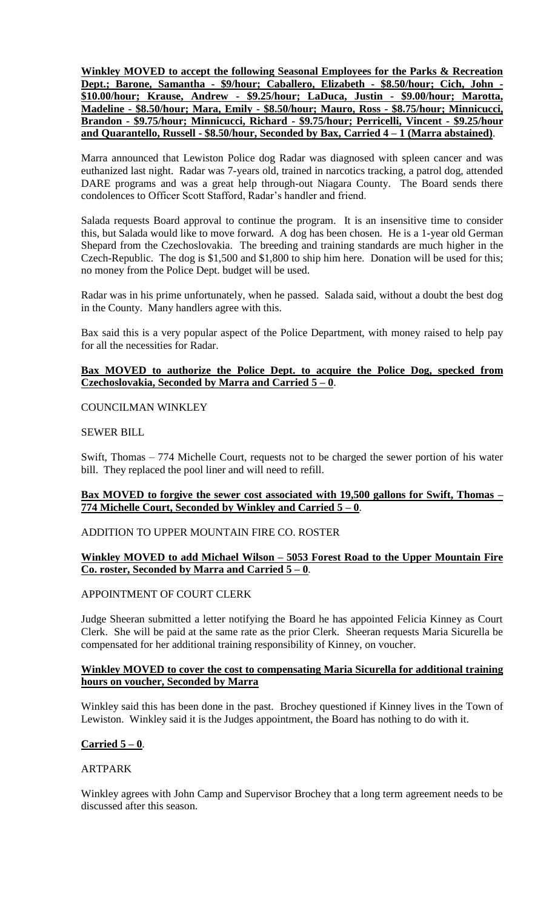**Winkley MOVED to accept the following Seasonal Employees for the Parks & Recreation Dept.; Barone, Samantha - $9/hour; Caballero, Elizabeth - $8.50/hour; Cich, John - $10.00/hour; Krause, Andrew - $9.25/hour; LaDuca, Justin - $9.00/hour; Marotta, Madeline - $8.50/hour; Mara, Emily - $8.50/hour; Mauro, Ross - $8.75/hour; Minnicucci, Brandon - $9.75/hour; Minnicucci, Richard - $9.75/hour; Perricelli, Vincent - $9.25/hour and Quarantello, Russell - $8.50/hour, Seconded by Bax, Carried 4 – 1 (Marra abstained)**.

Marra announced that Lewiston Police dog Radar was diagnosed with spleen cancer and was euthanized last night. Radar was 7-years old, trained in narcotics tracking, a patrol dog, attended DARE programs and was a great help through-out Niagara County. The Board sends there condolences to Officer Scott Stafford, Radar's handler and friend.

Salada requests Board approval to continue the program. It is an insensitive time to consider this, but Salada would like to move forward. A dog has been chosen. He is a 1-year old German Shepard from the Czechoslovakia. The breeding and training standards are much higher in the Czech-Republic. The dog is $1,500 and $1,800 to ship him here. Donation will be used for this; no money from the Police Dept. budget will be used.

Radar was in his prime unfortunately, when he passed. Salada said, without a doubt the best dog in the County. Many handlers agree with this.

Bax said this is a very popular aspect of the Police Department, with money raised to help pay for all the necessities for Radar.

**Bax MOVED to authorize the Police Dept. to acquire the Police Dog, specked from Czechoslovakia, Seconded by Marra and Carried 5 – 0**.

COUNCILMAN WINKLEY

SEWER BILL

Swift, Thomas – 774 Michelle Court, requests not to be charged the sewer portion of his water bill. They replaced the pool liner and will need to refill.

**Bax MOVED to forgive the sewer cost associated with 19,500 gallons for Swift, Thomas – 774 Michelle Court, Seconded by Winkley and Carried 5 – 0**.

ADDITION TO UPPER MOUNTAIN FIRE CO. ROSTER

**Winkley MOVED to add Michael Wilson – 5053 Forest Road to the Upper Mountain Fire Co. roster, Seconded by Marra and Carried 5 – 0**.

APPOINTMENT OF COURT CLERK

Judge Sheeran submitted a letter notifying the Board he has appointed Felicia Kinney as Court Clerk. She will be paid at the same rate as the prior Clerk. Sheeran requests Maria Sicurella be compensated for her additional training responsibility of Kinney, on voucher.

**Winkley MOVED to cover the cost to compensating Maria Sicurella for additional training hours on voucher, Seconded by Marra**

Winkley said this has been done in the past. Brochey questioned if Kinney lives in the Town of Lewiston. Winkley said it is the Judges appointment, the Board has nothing to do with it.

**Carried 5 – 0**.

ARTPARK

Winkley agrees with John Camp and Supervisor Brochey that a long term agreement needs to be discussed after this season.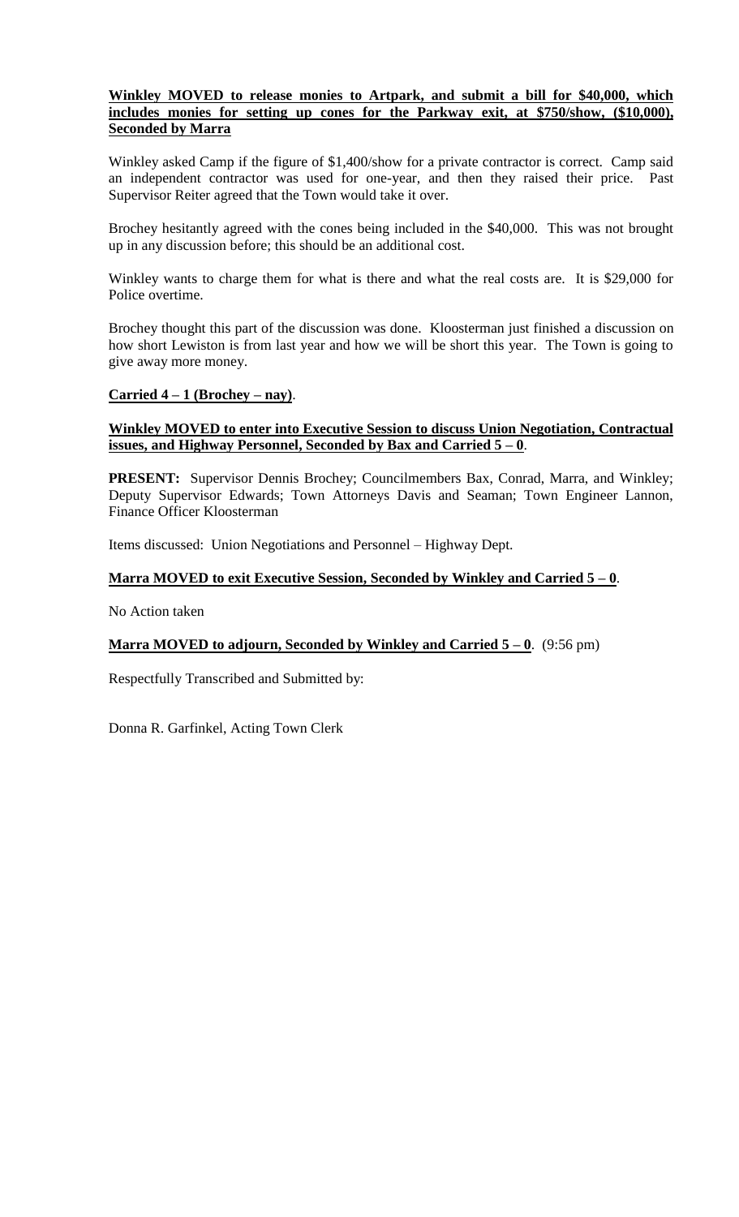**Winkley MOVED to release monies to Artpark, and submit a bill for $40,000, which includes monies for setting up cones for the Parkway exit, at $750/show, ($10,000), Seconded by Marra**

Winkley asked Camp if the figure of $1,400/show for a private contractor is correct. Camp said an independent contractor was used for one-year, and then they raised their price. Past Supervisor Reiter agreed that the Town would take it over.

Brochey hesitantly agreed with the cones being included in the $40,000. This was not brought up in any discussion before; this should be an additional cost.

Winkley wants to charge them for what is there and what the real costs are. It is $29,000 for Police overtime.

Brochey thought this part of the discussion was done. Kloosterman just finished a discussion on how short Lewiston is from last year and how we will be short this year. The Town is going to give away more money.

**Carried 4 – 1 (Brochey – nay)**.

**Winkley MOVED to enter into Executive Session to discuss Union Negotiation, Contractual issues, and Highway Personnel, Seconded by Bax and Carried 5 – 0**.

**PRESENT:** Supervisor Dennis Brochey; Councilmembers Bax, Conrad, Marra, and Winkley; Deputy Supervisor Edwards; Town Attorneys Davis and Seaman; Town Engineer Lannon, Finance Officer Kloosterman

Items discussed: Union Negotiations and Personnel – Highway Dept.

**Marra MOVED to exit Executive Session, Seconded by Winkley and Carried 5 – 0**.

No Action taken

**Marra MOVED to adjourn, Seconded by Winkley and Carried 5 – 0**. (9:56 pm)

Respectfully Transcribed and Submitted by:

Donna R. Garfinkel, Acting Town Clerk